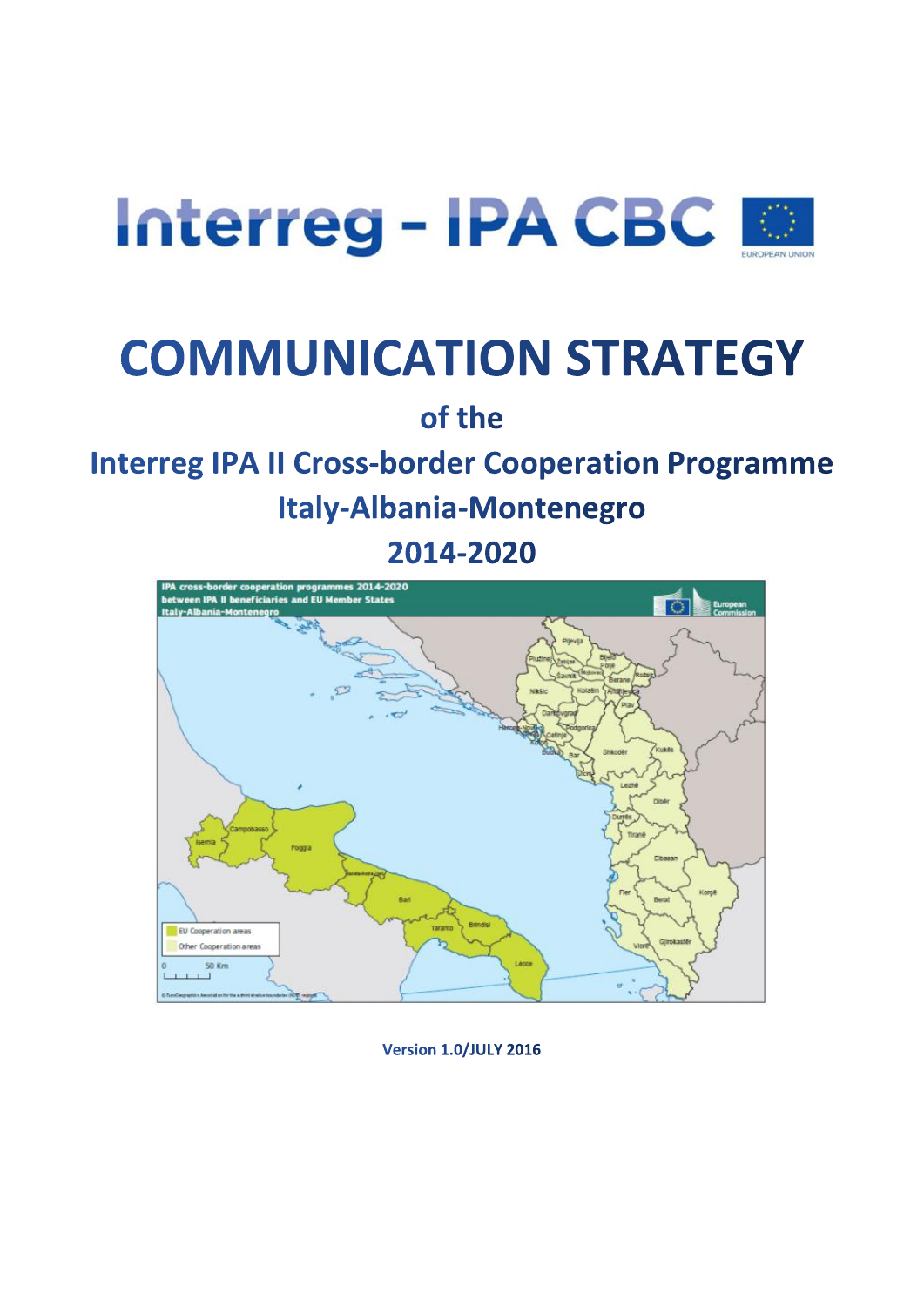Interreg - IPA CBC

# COMMUNICATION STRATEGY

## of the

## Interreg IPA II Cross-border Cooperation Programme Italy-Albania-Montenegro 2014-2020

**Version 1.0/JULY 2016**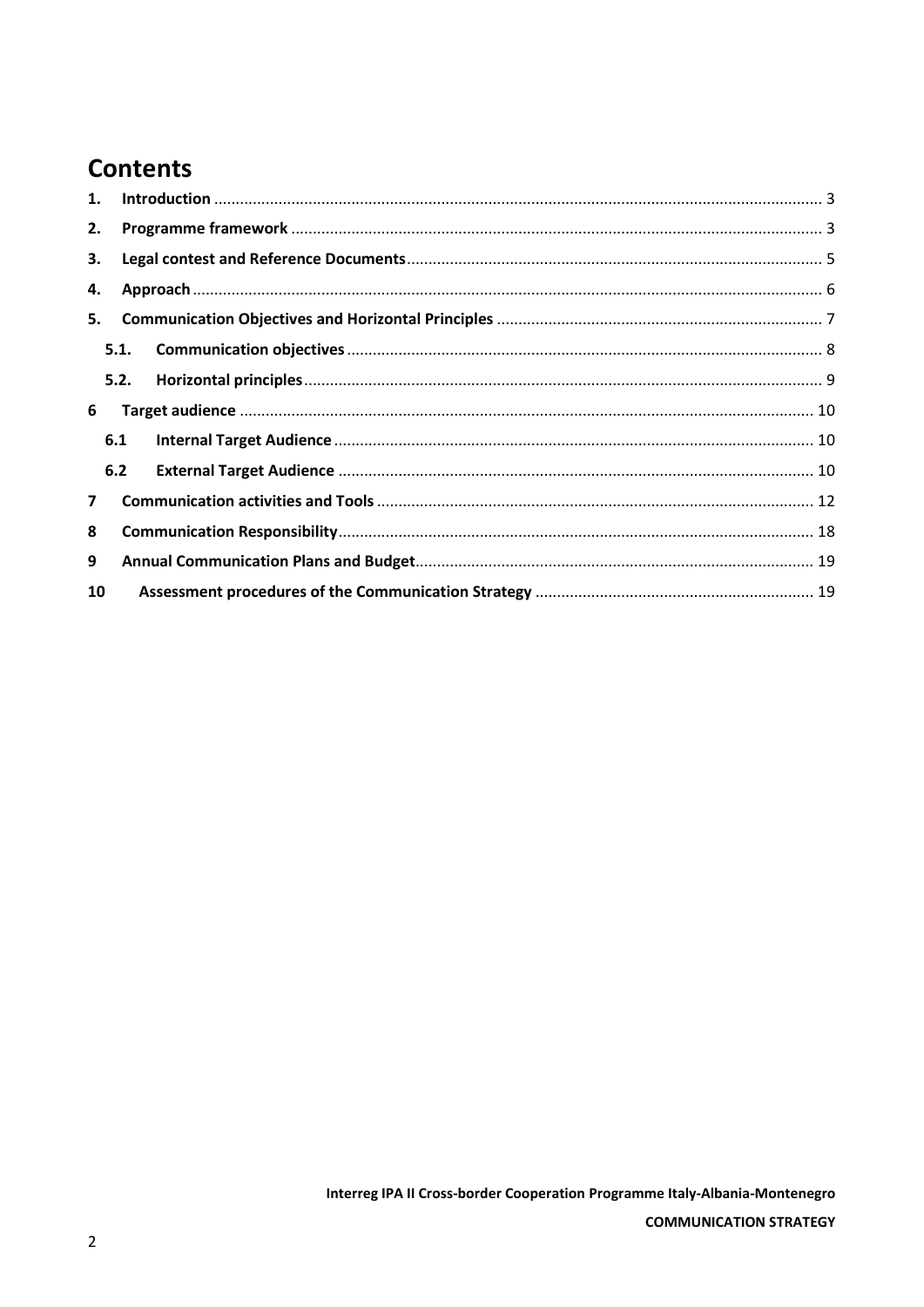# Contents

1. **Introduction** ..... 3
2. **Programme framework** ..... 3
3. **Legal contest and Reference Documents** ..... 5
4. **Approach** ..... 6
5. **Communication Objectives and Horizontal Principles** ..... 7
   - 5.1. **Communication objectives** ..... 8
   - 5.2. **Horizontal principles** ..... 9
6. **Target audience** ..... 10
   - 6.1 **Internal Target Audience** ..... 10
   - 6.2 **External Target Audience** ..... 10
7. **Communication activities and Tools** ..... 12
8. **Communication Responsibility** ..... 18
9. **Annual Communication Plans and Budget** ..... 19
10. **Assessment procedures of the Communication Strategy** ..... 19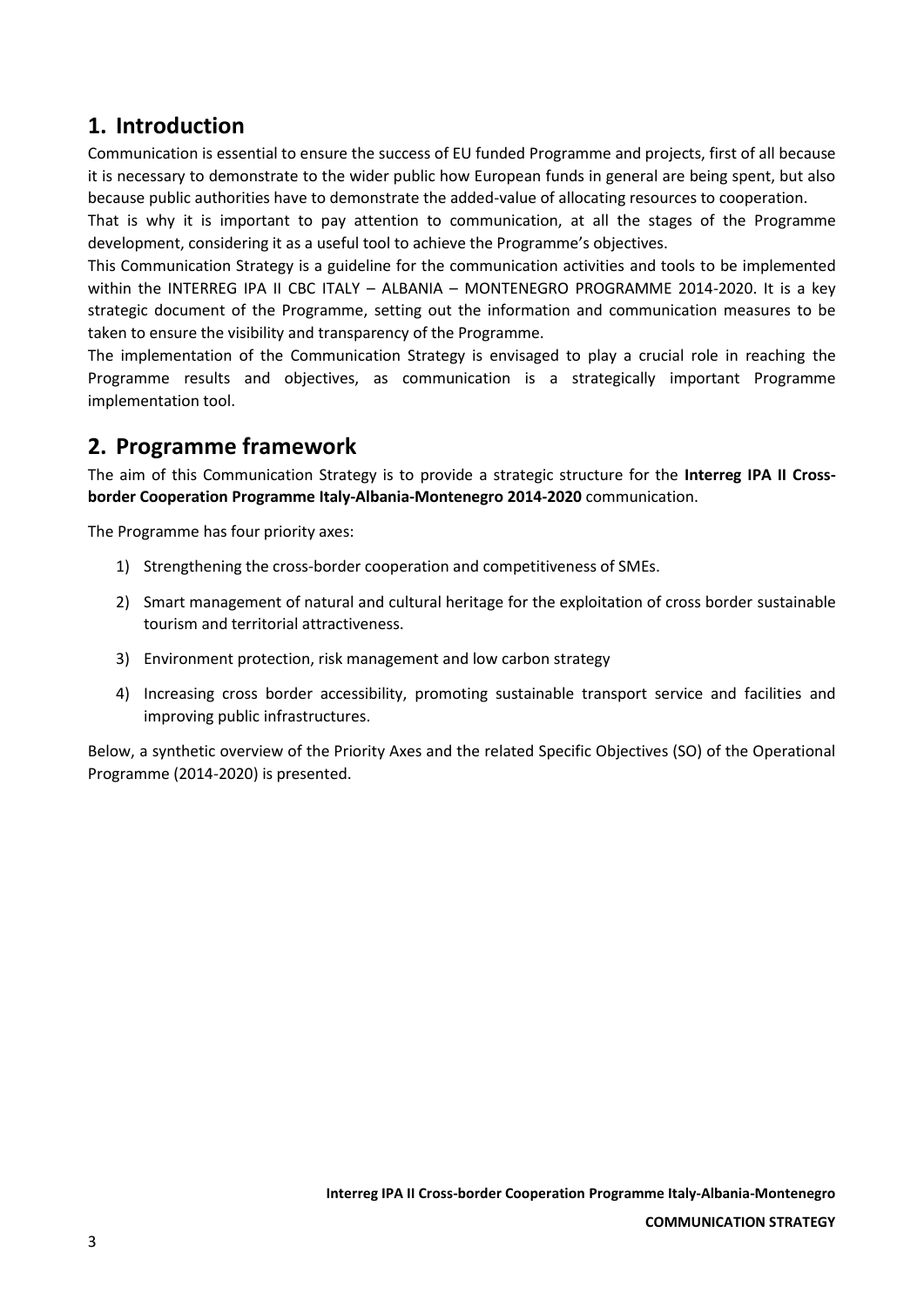## 1. Introduction

Communication is essential to ensure the success of EU funded Programme and projects, first of all because it is necessary to demonstrate to the wider public how European funds in general are being spent, but also because public authorities have to demonstrate the added-value of allocating resources to cooperation.

That is why it is important to pay attention to communication, at all the stages of the Programme development, considering it as a useful tool to achieve the Programme's objectives.

This Communication Strategy is a guideline for the communication activities and tools to be implemented within the INTERREG IPA II CBC ITALY – ALBANIA – MONTENEGRO PROGRAMME 2014-2020. It is a key strategic document of the Programme, setting out the information and communication measures to be taken to ensure the visibility and transparency of the Programme.

The implementation of the Communication Strategy is envisaged to play a crucial role in reaching the Programme results and objectives, as communication is a strategically important Programme implementation tool.

## 2. Programme framework

The aim of this Communication Strategy is to provide a strategic structure for the **Interreg IPA II Cross-border Cooperation Programme Italy-Albania-Montenegro 2014-2020** communication.

The Programme has four priority axes:

1) Strengthening the cross-border cooperation and competitiveness of SMEs.
2) Smart management of natural and cultural heritage for the exploitation of cross border sustainable tourism and territorial attractiveness.
3) Environment protection, risk management and low carbon strategy
4) Increasing cross border accessibility, promoting sustainable transport service and facilities and improving public infrastructures.

Below, a synthetic overview of the Priority Axes and the related Specific Objectives (SO) of the Operational Programme (2014-2020) is presented.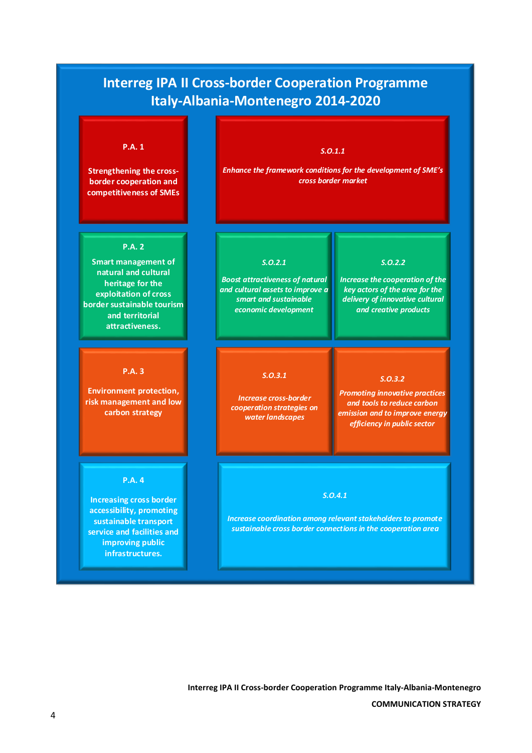# Interreg IPA II Cross-border Cooperation Programme Italy-Albania-Montenegro 2014-2020

| Priority Axis | Specific Objective | Specific Objective |
| --- | --- | --- |
| **P.A. 1**<br>**Strengthening the cross-border cooperation and competitiveness of SMEs** | ***S.O.1.1***<br>***Enhance the framework conditions for the development of SME's cross border market*** | |
| **P.A. 2**<br>**Smart management of natural and cultural heritage for the exploitation of cross border sustainable tourism and territorial attractiveness.** | ***S.O.2.1***<br>***Boost attractiveness of natural and cultural assets to improve a smart and sustainable economic development*** | ***S.O.2.2***<br>***Increase the cooperation of the key actors of the area for the delivery of innovative cultural and creative products*** |
| **P.A. 3**<br>**Environment protection, risk management and low carbon strategy** | ***S.O.3.1***<br>***Increase cross-border cooperation strategies on water landscapes*** | ***S.O.3.2***<br>***Promoting innovative practices and tools to reduce carbon emission and to improve energy efficiency in public sector*** |
| **P.A. 4**<br>**Increasing cross border accessibility, promoting sustainable transport service and facilities and improving public infrastructures.** | ***S.O.4.1***<br>***Increase coordination among relevant stakeholders to promote sustainable cross border connections in the cooperation area*** | |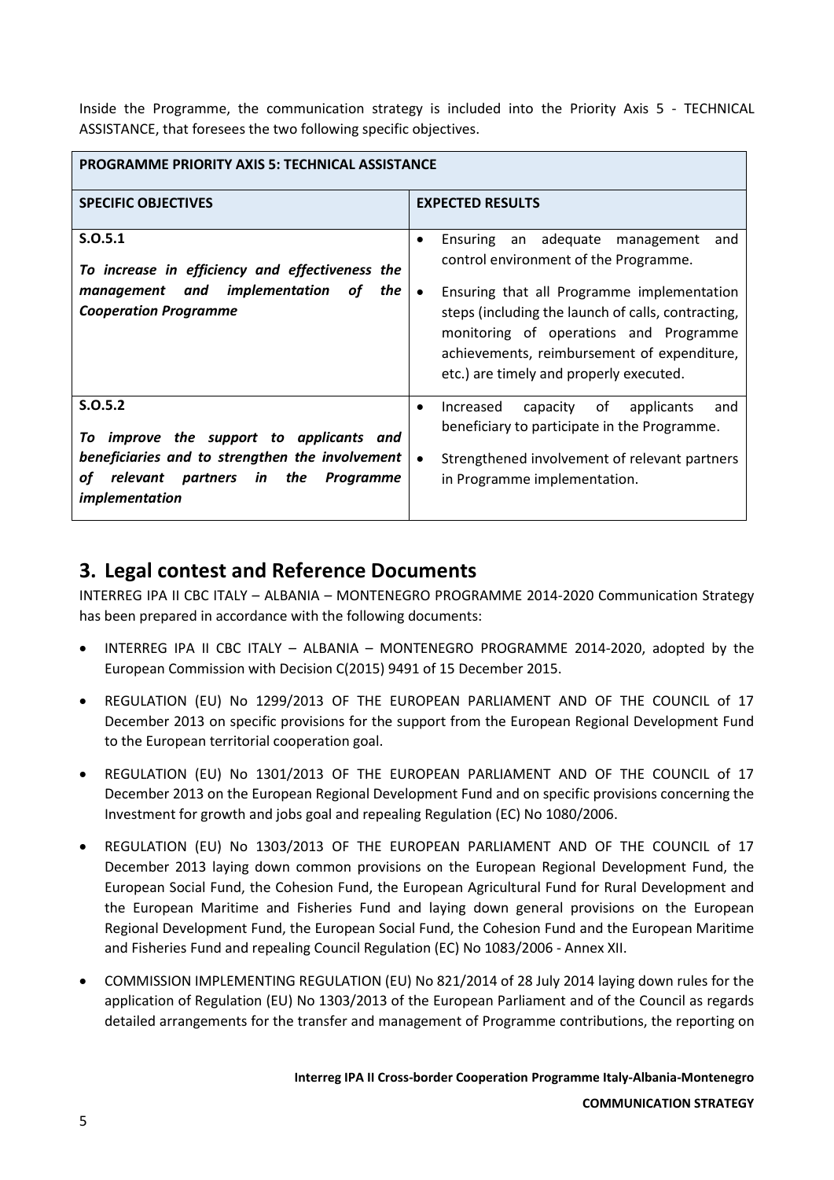Inside the Programme, the communication strategy is included into the Priority Axis 5 - TECHNICAL ASSISTANCE, that foresees the two following specific objectives.

| **PROGRAMME PRIORITY AXIS 5: TECHNICAL ASSISTANCE** | |
|---|---|
| **SPECIFIC OBJECTIVES** | **EXPECTED RESULTS** |
| **S.O.5.1**<br>***To increase in efficiency and effectiveness the management and implementation of the Cooperation Programme*** | • Ensuring an adequate management and control environment of the Programme.<br>• Ensuring that all Programme implementation steps (including the launch of calls, contracting, monitoring of operations and Programme achievements, reimbursement of expenditure, etc.) are timely and properly executed. |
| **S.O.5.2**<br>***To improve the support to applicants and beneficiaries and to strengthen the involvement of relevant partners in the Programme implementation*** | • Increased capacity of applicants and beneficiary to participate in the Programme.<br>• Strengthened involvement of relevant partners in Programme implementation. |

## 3. Legal contest and Reference Documents

INTERREG IPA II CBC ITALY – ALBANIA – MONTENEGRO PROGRAMME 2014-2020 Communication Strategy has been prepared in accordance with the following documents:

- INTERREG IPA II CBC ITALY – ALBANIA – MONTENEGRO PROGRAMME 2014-2020, adopted by the European Commission with Decision C(2015) 9491 of 15 December 2015.
- REGULATION (EU) No 1299/2013 OF THE EUROPEAN PARLIAMENT AND OF THE COUNCIL of 17 December 2013 on specific provisions for the support from the European Regional Development Fund to the European territorial cooperation goal.
- REGULATION (EU) No 1301/2013 OF THE EUROPEAN PARLIAMENT AND OF THE COUNCIL of 17 December 2013 on the European Regional Development Fund and on specific provisions concerning the Investment for growth and jobs goal and repealing Regulation (EC) No 1080/2006.
- REGULATION (EU) No 1303/2013 OF THE EUROPEAN PARLIAMENT AND OF THE COUNCIL of 17 December 2013 laying down common provisions on the European Regional Development Fund, the European Social Fund, the Cohesion Fund, the European Agricultural Fund for Rural Development and the European Maritime and Fisheries Fund and laying down general provisions on the European Regional Development Fund, the European Social Fund, the Cohesion Fund and the European Maritime and Fisheries Fund and repealing Council Regulation (EC) No 1083/2006 - Annex XII.
- COMMISSION IMPLEMENTING REGULATION (EU) No 821/2014 of 28 July 2014 laying down rules for the application of Regulation (EU) No 1303/2013 of the European Parliament and of the Council as regards detailed arrangements for the transfer and management of Programme contributions, the reporting on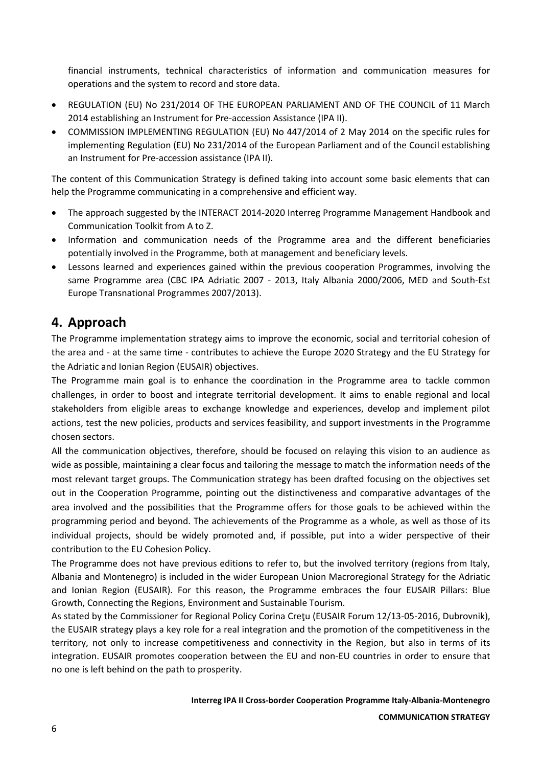financial instruments, technical characteristics of information and communication measures for operations and the system to record and store data.

- REGULATION (EU) No 231/2014 OF THE EUROPEAN PARLIAMENT AND OF THE COUNCIL of 11 March 2014 establishing an Instrument for Pre-accession Assistance (IPA II).
- COMMISSION IMPLEMENTING REGULATION (EU) No 447/2014 of 2 May 2014 on the specific rules for implementing Regulation (EU) No 231/2014 of the European Parliament and of the Council establishing an Instrument for Pre-accession assistance (IPA II).

The content of this Communication Strategy is defined taking into account some basic elements that can help the Programme communicating in a comprehensive and efficient way.

- The approach suggested by the INTERACT 2014-2020 Interreg Programme Management Handbook and Communication Toolkit from A to Z.
- Information and communication needs of the Programme area and the different beneficiaries potentially involved in the Programme, both at management and beneficiary levels.
- Lessons learned and experiences gained within the previous cooperation Programmes, involving the same Programme area (CBC IPA Adriatic 2007 - 2013, Italy Albania 2000/2006, MED and South-Est Europe Transnational Programmes 2007/2013).

# 4. Approach

The Programme implementation strategy aims to improve the economic, social and territorial cohesion of the area and - at the same time - contributes to achieve the Europe 2020 Strategy and the EU Strategy for the Adriatic and Ionian Region (EUSAIR) objectives.

The Programme main goal is to enhance the coordination in the Programme area to tackle common challenges, in order to boost and integrate territorial development. It aims to enable regional and local stakeholders from eligible areas to exchange knowledge and experiences, develop and implement pilot actions, test the new policies, products and services feasibility, and support investments in the Programme chosen sectors.

All the communication objectives, therefore, should be focused on relaying this vision to an audience as wide as possible, maintaining a clear focus and tailoring the message to match the information needs of the most relevant target groups. The Communication strategy has been drafted focusing on the objectives set out in the Cooperation Programme, pointing out the distinctiveness and comparative advantages of the area involved and the possibilities that the Programme offers for those goals to be achieved within the programming period and beyond. The achievements of the Programme as a whole, as well as those of its individual projects, should be widely promoted and, if possible, put into a wider perspective of their contribution to the EU Cohesion Policy.

The Programme does not have previous editions to refer to, but the involved territory (regions from Italy, Albania and Montenegro) is included in the wider European Union Macroregional Strategy for the Adriatic and Ionian Region (EUSAIR). For this reason, the Programme embraces the four EUSAIR Pillars: Blue Growth, Connecting the Regions, Environment and Sustainable Tourism.

As stated by the Commissioner for Regional Policy Corina Creţu (EUSAIR Forum 12/13-05-2016, Dubrovnik), the EUSAIR strategy plays a key role for a real integration and the promotion of the competitiveness in the territory, not only to increase competitiveness and connectivity in the Region, but also in terms of its integration. EUSAIR promotes cooperation between the EU and non-EU countries in order to ensure that no one is left behind on the path to prosperity.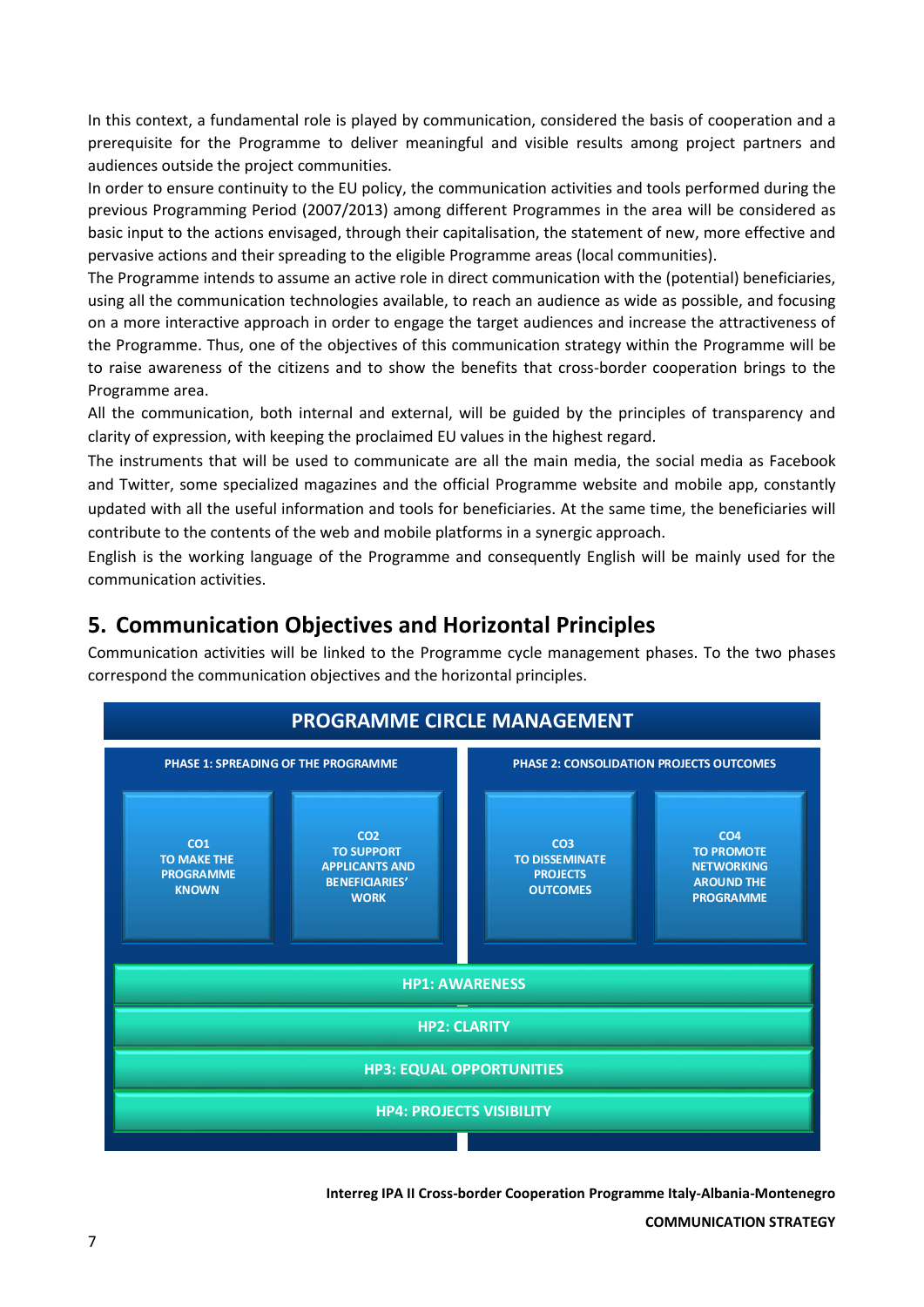In this context, a fundamental role is played by communication, considered the basis of cooperation and a prerequisite for the Programme to deliver meaningful and visible results among project partners and audiences outside the project communities.

In order to ensure continuity to the EU policy, the communication activities and tools performed during the previous Programming Period (2007/2013) among different Programmes in the area will be considered as basic input to the actions envisaged, through their capitalisation, the statement of new, more effective and pervasive actions and their spreading to the eligible Programme areas (local communities).

The Programme intends to assume an active role in direct communication with the (potential) beneficiaries, using all the communication technologies available, to reach an audience as wide as possible, and focusing on a more interactive approach in order to engage the target audiences and increase the attractiveness of the Programme. Thus, one of the objectives of this communication strategy within the Programme will be to raise awareness of the citizens and to show the benefits that cross-border cooperation brings to the Programme area.

All the communication, both internal and external, will be guided by the principles of transparency and clarity of expression, with keeping the proclaimed EU values in the highest regard.

The instruments that will be used to communicate are all the main media, the social media as Facebook and Twitter, some specialized magazines and the official Programme website and mobile app, constantly updated with all the useful information and tools for beneficiaries. At the same time, the beneficiaries will contribute to the contents of the web and mobile platforms in a synergic approach.

English is the working language of the Programme and consequently English will be mainly used for the communication activities.

## 5. Communication Objectives and Horizontal Principles

Communication activities will be linked to the Programme cycle management phases. To the two phases correspond the communication objectives and the horizontal principles.

| PROGRAMME CIRCLE MANAGEMENT | | | |
|---|---|---|---|
| PHASE 1: SPREADING OF THE PROGRAMME | | PHASE 2: CONSOLIDATION PROJECTS OUTCOMES | |
| CO1 TO MAKE THE PROGRAMME KNOWN | CO2 TO SUPPORT APPLICANTS AND BENEFICIARIES' WORK | CO3 TO DISSEMINATE PROJECTS OUTCOMES | CO4 TO PROMOTE NETWORKING AROUND THE PROGRAMME |
| HP1: AWARENESS | | | |
| HP2: CLARITY | | | |
| HP3: EQUAL OPPORTUNITIES | | | |
| HP4: PROJECTS VISIBILITY | | | |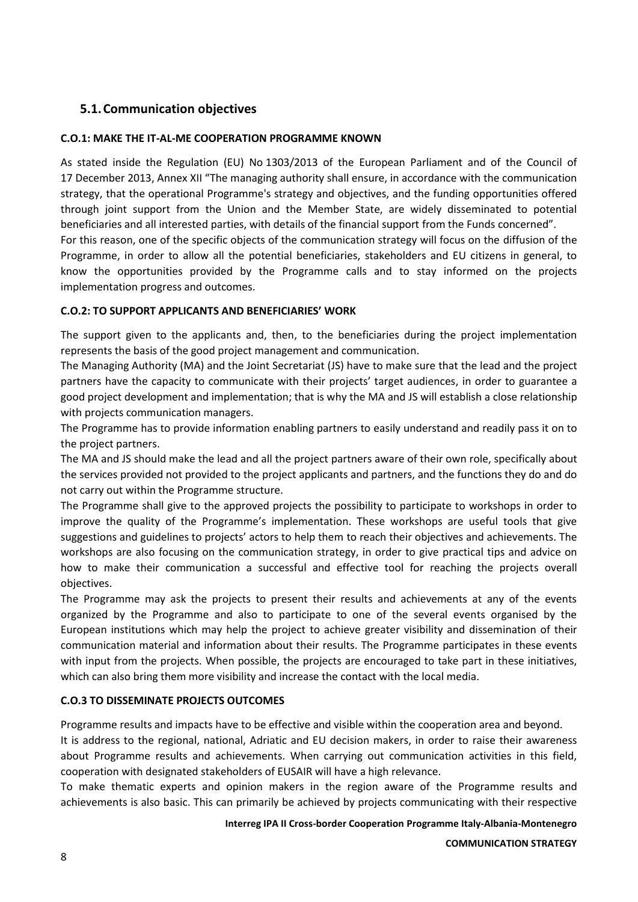## 5.1. Communication objectives

**C.O.1: MAKE THE IT-AL-ME COOPERATION PROGRAMME KNOWN**

As stated inside the Regulation (EU) No 1303/2013 of the European Parliament and of the Council of 17 December 2013, Annex XII "The managing authority shall ensure, in accordance with the communication strategy, that the operational Programme's strategy and objectives, and the funding opportunities offered through joint support from the Union and the Member State, are widely disseminated to potential beneficiaries and all interested parties, with details of the financial support from the Funds concerned".

For this reason, one of the specific objects of the communication strategy will focus on the diffusion of the Programme, in order to allow all the potential beneficiaries, stakeholders and EU citizens in general, to know the opportunities provided by the Programme calls and to stay informed on the projects implementation progress and outcomes.

**C.O.2: TO SUPPORT APPLICANTS AND BENEFICIARIES' WORK**

The support given to the applicants and, then, to the beneficiaries during the project implementation represents the basis of the good project management and communication.

The Managing Authority (MA) and the Joint Secretariat (JS) have to make sure that the lead and the project partners have the capacity to communicate with their projects' target audiences, in order to guarantee a good project development and implementation; that is why the MA and JS will establish a close relationship with projects communication managers.

The Programme has to provide information enabling partners to easily understand and readily pass it on to the project partners.

The MA and JS should make the lead and all the project partners aware of their own role, specifically about the services provided not provided to the project applicants and partners, and the functions they do and do not carry out within the Programme structure.

The Programme shall give to the approved projects the possibility to participate to workshops in order to improve the quality of the Programme's implementation. These workshops are useful tools that give suggestions and guidelines to projects' actors to help them to reach their objectives and achievements. The workshops are also focusing on the communication strategy, in order to give practical tips and advice on how to make their communication a successful and effective tool for reaching the projects overall objectives.

The Programme may ask the projects to present their results and achievements at any of the events organized by the Programme and also to participate to one of the several events organised by the European institutions which may help the project to achieve greater visibility and dissemination of their communication material and information about their results. The Programme participates in these events with input from the projects. When possible, the projects are encouraged to take part in these initiatives, which can also bring them more visibility and increase the contact with the local media.

**C.O.3 TO DISSEMINATE PROJECTS OUTCOMES**

Programme results and impacts have to be effective and visible within the cooperation area and beyond.

It is address to the regional, national, Adriatic and EU decision makers, in order to raise their awareness about Programme results and achievements. When carrying out communication activities in this field, cooperation with designated stakeholders of EUSAIR will have a high relevance.

To make thematic experts and opinion makers in the region aware of the Programme results and achievements is also basic. This can primarily be achieved by projects communicating with their respective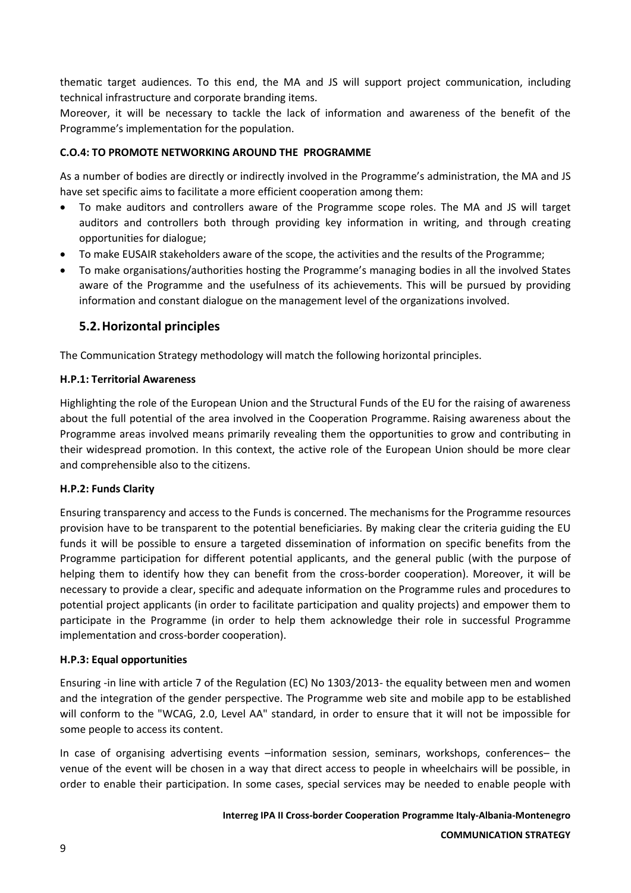thematic target audiences. To this end, the MA and JS will support project communication, including technical infrastructure and corporate branding items.

Moreover, it will be necessary to tackle the lack of information and awareness of the benefit of the Programme's implementation for the population.

**C.O.4: TO PROMOTE NETWORKING AROUND THE PROGRAMME**

As a number of bodies are directly or indirectly involved in the Programme's administration, the MA and JS have set specific aims to facilitate a more efficient cooperation among them:

- To make auditors and controllers aware of the Programme scope roles. The MA and JS will target auditors and controllers both through providing key information in writing, and through creating opportunities for dialogue;
- To make EUSAIR stakeholders aware of the scope, the activities and the results of the Programme;
- To make organisations/authorities hosting the Programme's managing bodies in all the involved States aware of the Programme and the usefulness of its achievements. This will be pursued by providing information and constant dialogue on the management level of the organizations involved.

## 5.2. Horizontal principles

The Communication Strategy methodology will match the following horizontal principles.

**H.P.1: Territorial Awareness**

Highlighting the role of the European Union and the Structural Funds of the EU for the raising of awareness about the full potential of the area involved in the Cooperation Programme. Raising awareness about the Programme areas involved means primarily revealing them the opportunities to grow and contributing in their widespread promotion. In this context, the active role of the European Union should be more clear and comprehensible also to the citizens.

**H.P.2: Funds Clarity**

Ensuring transparency and access to the Funds is concerned. The mechanisms for the Programme resources provision have to be transparent to the potential beneficiaries. By making clear the criteria guiding the EU funds it will be possible to ensure a targeted dissemination of information on specific benefits from the Programme participation for different potential applicants, and the general public (with the purpose of helping them to identify how they can benefit from the cross-border cooperation). Moreover, it will be necessary to provide a clear, specific and adequate information on the Programme rules and procedures to potential project applicants (in order to facilitate participation and quality projects) and empower them to participate in the Programme (in order to help them acknowledge their role in successful Programme implementation and cross-border cooperation).

**H.P.3: Equal opportunities**

Ensuring -in line with article 7 of the Regulation (EC) No 1303/2013- the equality between men and women and the integration of the gender perspective. The Programme web site and mobile app to be established will conform to the "WCAG, 2.0, Level AA" standard, in order to ensure that it will not be impossible for some people to access its content.

In case of organising advertising events –information session, seminars, workshops, conferences– the venue of the event will be chosen in a way that direct access to people in wheelchairs will be possible, in order to enable their participation. In some cases, special services may be needed to enable people with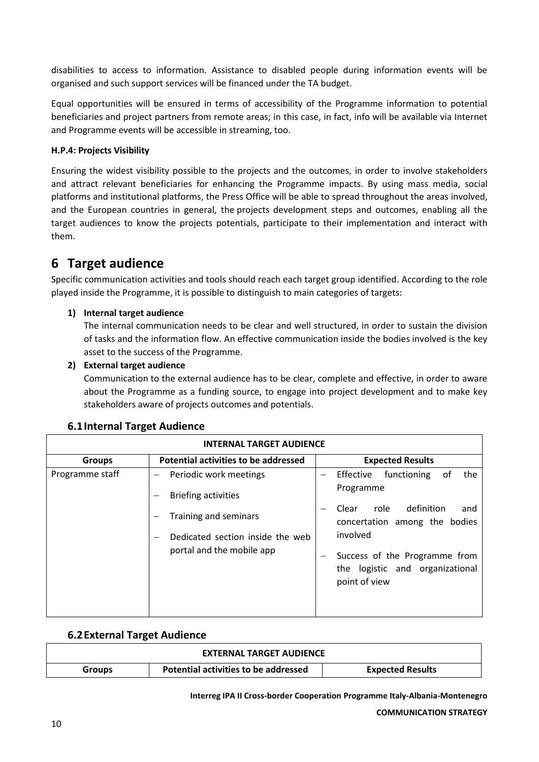disabilities to access to information. Assistance to disabled people during information events will be organised and such support services will be financed under the TA budget.

Equal opportunities will be ensured in terms of accessibility of the Programme information to potential beneficiaries and project partners from remote areas; in this case, in fact, info will be available via Internet and Programme events will be accessible in streaming, too.

**H.P.4: Projects Visibility**

Ensuring the widest visibility possible to the projects and the outcomes, in order to involve stakeholders and attract relevant beneficiaries for enhancing the Programme impacts. By using mass media, social platforms and institutional platforms, the Press Office will be able to spread throughout the areas involved, and the European countries in general, the projects development steps and outcomes, enabling all the target audiences to know the projects potentials, participate to their implementation and interact with them.

# 6 Target audience

Specific communication activities and tools should reach each target group identified. According to the role played inside the Programme, it is possible to distinguish to main categories of targets:

1) **Internal target audience**
   The internal communication needs to be clear and well structured, in order to sustain the division of tasks and the information flow. An effective communication inside the bodies involved is the key asset to the success of the Programme.
2) **External target audience**
   Communication to the external audience has to be clear, complete and effective, in order to aware about the Programme as a funding source, to engage into project development and to make key stakeholders aware of projects outcomes and potentials.

## 6.1 Internal Target Audience

| INTERNAL TARGET AUDIENCE | | |
|---|---|---|
| **Groups** | **Potential activities to be addressed** | **Expected Results** |
| Programme staff | – Periodic work meetings<br>– Briefing activities<br>– Training and seminars<br>– Dedicated section inside the web portal and the mobile app | – Effective functioning of the Programme<br>– Clear role definition and concertation among the bodies involved<br>– Success of the Programme from the logistic and organizational point of view |

## 6.2 External Target Audience

| EXTERNAL TARGET AUDIENCE | | |
|---|---|---|
| **Groups** | **Potential activities to be addressed** | **Expected Results** |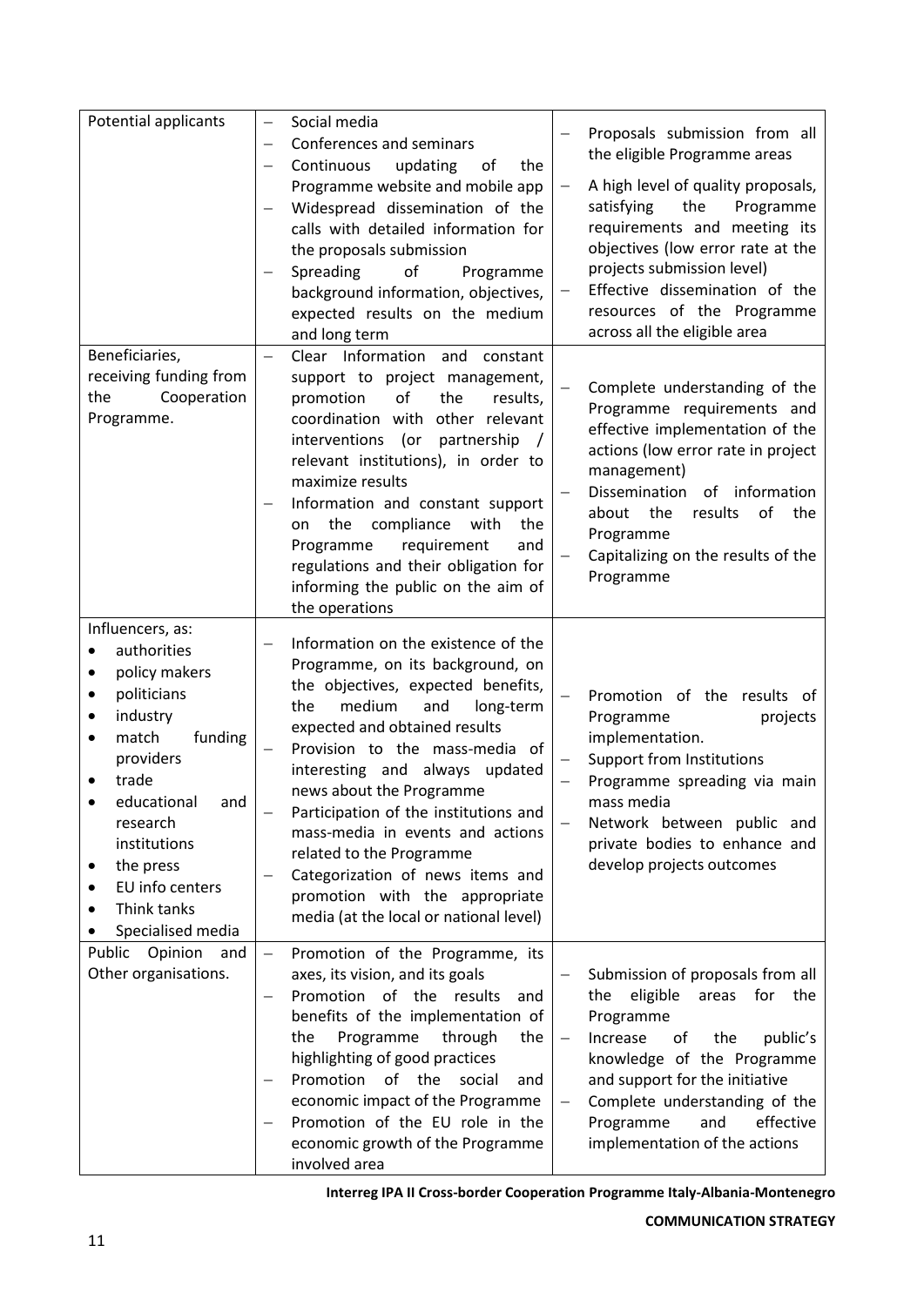| | | |
|---|---|---|
| Potential applicants | – Social media<br>– Conferences and seminars<br>– Continuous updating of the Programme website and mobile app<br>– Widespread dissemination of the calls with detailed information for the proposals submission<br>– Spreading of Programme background information, objectives, expected results on the medium and long term | – Proposals submission from all the eligible Programme areas<br>– A high level of quality proposals, satisfying the Programme requirements and meeting its objectives (low error rate at the projects submission level)<br>– Effective dissemination of the resources of the Programme across all the eligible area |
| Beneficiaries, receiving funding from the Cooperation Programme. | – Clear Information and constant support to project management, promotion of the results, coordination with other relevant interventions (or partnership / relevant institutions), in order to maximize results<br>– Information and constant support on the compliance with the Programme requirement and regulations and their obligation for informing the public on the aim of the operations | – Complete understanding of the Programme requirements and effective implementation of the actions (low error rate in project management)<br>– Dissemination of information about the results of the Programme<br>– Capitalizing on the results of the Programme |
| Influencers, as:<br>• authorities<br>• policy makers<br>• politicians<br>• industry<br>• match funding providers<br>• trade<br>• educational and research institutions<br>• the press<br>• EU info centers<br>• Think tanks<br>• Specialised media | – Information on the existence of the Programme, on its background, on the objectives, expected benefits, the medium and long-term expected and obtained results<br>– Provision to the mass-media of interesting and always updated news about the Programme<br>– Participation of the institutions and mass-media in events and actions related to the Programme<br>– Categorization of news items and promotion with the appropriate media (at the local or national level) | – Promotion of the results of Programme projects implementation.<br>– Support from Institutions<br>– Programme spreading via main mass media<br>– Network between public and private bodies to enhance and develop projects outcomes |
| Public Opinion and Other organisations. | – Promotion of the Programme, its axes, its vision, and its goals<br>– Promotion of the results and benefits of the implementation of the Programme through the highlighting of good practices<br>– Promotion of the social and economic impact of the Programme<br>– Promotion of the EU role in the economic growth of the Programme involved area | – Submission of proposals from all the eligible areas for the Programme<br>– Increase of the public's knowledge of the Programme and support for the initiative<br>– Complete understanding of the Programme and effective implementation of the actions |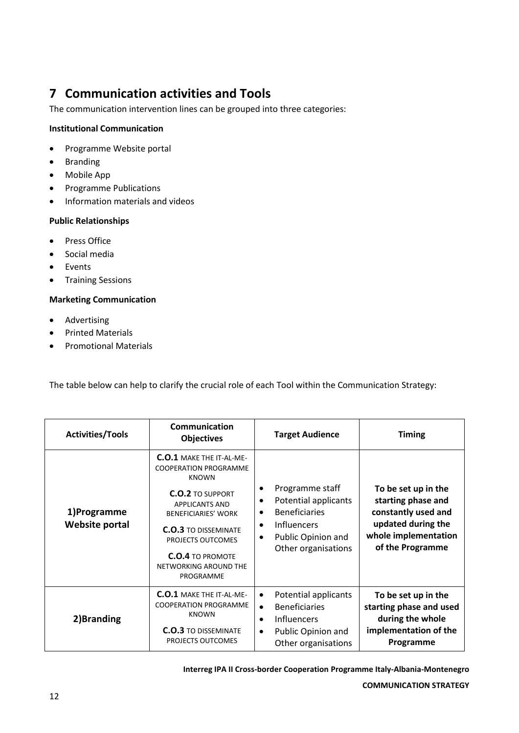# 7 Communication activities and Tools

The communication intervention lines can be grouped into three categories:

**Institutional Communication**

- Programme Website portal
- Branding
- Mobile App
- Programme Publications
- Information materials and videos

**Public Relationships**

- Press Office
- Social media
- Events
- Training Sessions

**Marketing Communication**

- Advertising
- Printed Materials
- Promotional Materials

The table below can help to clarify the crucial role of each Tool within the Communication Strategy:

| Activities/Tools | Communication Objectives | Target Audience | Timing |
|---|---|---|---|
| **1)Programme Website portal** | **C.O.1** MAKE THE IT-AL-ME-COOPERATION PROGRAMME KNOWN<br>**C.O.2** TO SUPPORT APPLICANTS AND BENEFICIARIES' WORK<br>**C.O.3** TO DISSEMINATE PROJECTS OUTCOMES<br>**C.O.4** TO PROMOTE NETWORKING AROUND THE PROGRAMME | • Programme staff<br>• Potential applicants<br>• Beneficiaries<br>• Influencers<br>• Public Opinion and Other organisations | **To be set up in the starting phase and constantly used and updated during the whole implementation of the Programme** |
| **2)Branding** | **C.O.1** MAKE THE IT-AL-ME-COOPERATION PROGRAMME KNOWN<br>**C.O.3** TO DISSEMINATE PROJECTS OUTCOMES | • Potential applicants<br>• Beneficiaries<br>• Influencers<br>• Public Opinion and Other organisations | **To be set up in the starting phase and used during the whole implementation of the Programme** |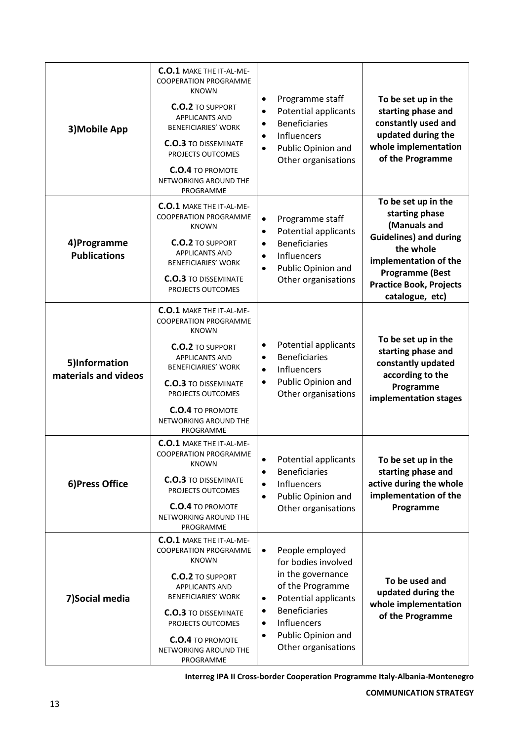| | | | |
|---|---|---|---|
| **3)Mobile App** | **C.O.1** MAKE THE IT-AL-ME-COOPERATION PROGRAMME KNOWN<br>**C.O.2** TO SUPPORT APPLICANTS AND BENEFICIARIES' WORK<br>**C.O.3** TO DISSEMINATE PROJECTS OUTCOMES<br>**C.O.4** TO PROMOTE NETWORKING AROUND THE PROGRAMME | • Programme staff<br>• Potential applicants<br>• Beneficiaries<br>• Influencers<br>• Public Opinion and Other organisations | **To be set up in the starting phase and constantly used and updated during the whole implementation of the Programme** |
| **4)Programme Publications** | **C.O.1** MAKE THE IT-AL-ME-COOPERATION PROGRAMME KNOWN<br>**C.O.2** TO SUPPORT APPLICANTS AND BENEFICIARIES' WORK<br>**C.O.3** TO DISSEMINATE PROJECTS OUTCOMES | • Programme staff<br>• Potential applicants<br>• Beneficiaries<br>• Influencers<br>• Public Opinion and Other organisations | **To be set up in the starting phase (Manuals and Guidelines) and during the whole implementation of the Programme (Best Practice Book, Projects catalogue, etc)** |
| **5)Information materials and videos** | **C.O.1** MAKE THE IT-AL-ME-COOPERATION PROGRAMME KNOWN<br>**C.O.2** TO SUPPORT APPLICANTS AND BENEFICIARIES' WORK<br>**C.O.3** TO DISSEMINATE PROJECTS OUTCOMES<br>**C.O.4** TO PROMOTE NETWORKING AROUND THE PROGRAMME | • Potential applicants<br>• Beneficiaries<br>• Influencers<br>• Public Opinion and Other organisations | **To be set up in the starting phase and constantly updated according to the Programme implementation stages** |
| **6)Press Office** | **C.O.1** MAKE THE IT-AL-ME-COOPERATION PROGRAMME KNOWN<br>**C.O.3** TO DISSEMINATE PROJECTS OUTCOMES<br>**C.O.4** TO PROMOTE NETWORKING AROUND THE PROGRAMME | • Potential applicants<br>• Beneficiaries<br>• Influencers<br>• Public Opinion and Other organisations | **To be set up in the starting phase and active during the whole implementation of the Programme** |
| **7)Social media** | **C.O.1** MAKE THE IT-AL-ME-COOPERATION PROGRAMME KNOWN<br>**C.O.2** TO SUPPORT APPLICANTS AND BENEFICIARIES' WORK<br>**C.O.3** TO DISSEMINATE PROJECTS OUTCOMES<br>**C.O.4** TO PROMOTE NETWORKING AROUND THE PROGRAMME | • People employed for bodies involved in the governance of the Programme<br>• Potential applicants<br>• Beneficiaries<br>• Influencers<br>• Public Opinion and Other organisations | **To be used and updated during the whole implementation of the Programme** |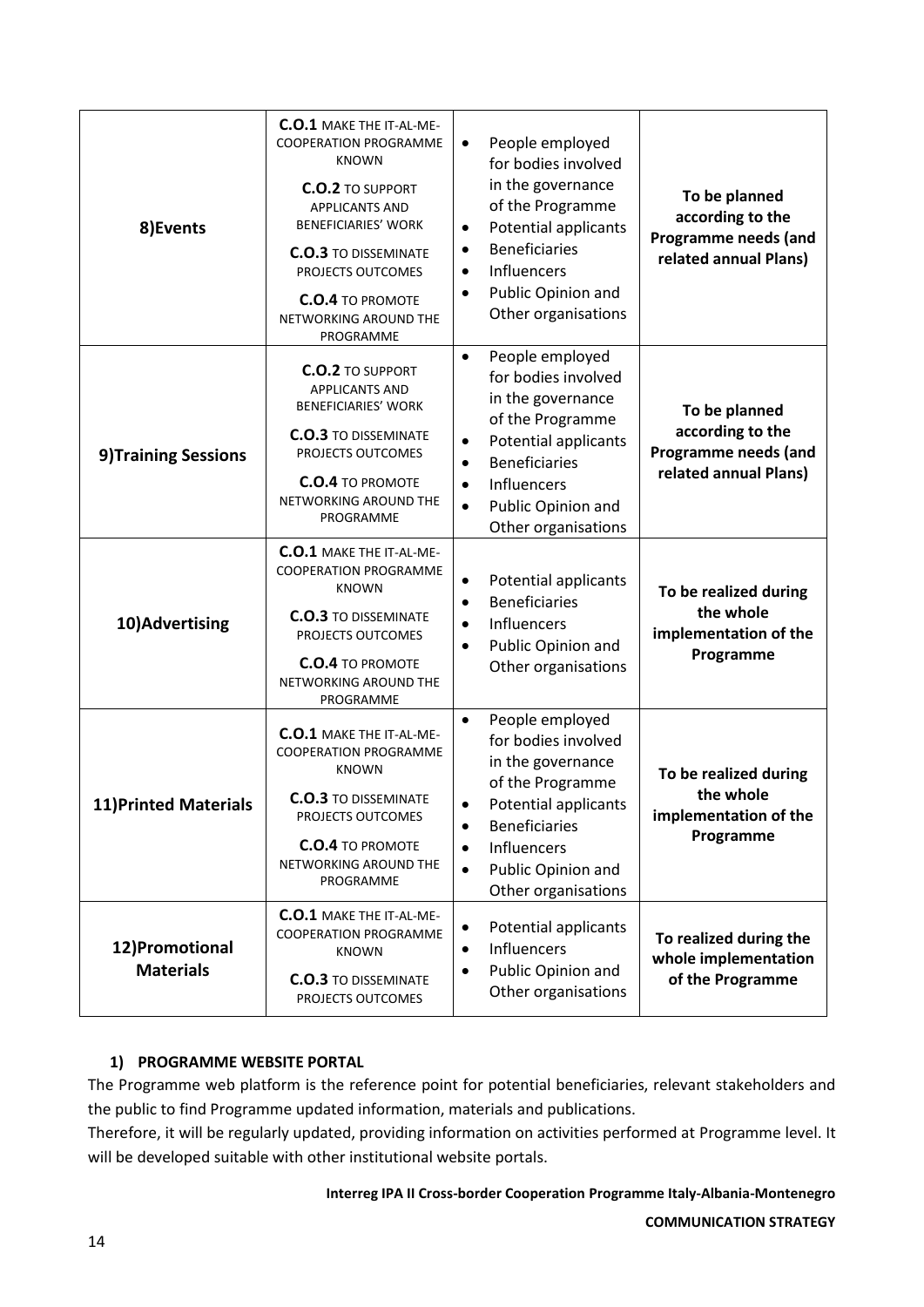| | | | |
|---|---|---|---|
| **8)Events** | **C.O.1** MAKE THE IT-AL-ME-COOPERATION PROGRAMME KNOWN<br>**C.O.2** TO SUPPORT APPLICANTS AND BENEFICIARIES' WORK<br>**C.O.3** TO DISSEMINATE PROJECTS OUTCOMES<br>**C.O.4** TO PROMOTE NETWORKING AROUND THE PROGRAMME | • People employed for bodies involved in the governance of the Programme<br>• Potential applicants<br>• Beneficiaries<br>• Influencers<br>• Public Opinion and Other organisations | **To be planned according to the Programme needs (and related annual Plans)** |
| **9)Training Sessions** | **C.O.2** TO SUPPORT APPLICANTS AND BENEFICIARIES' WORK<br>**C.O.3** TO DISSEMINATE PROJECTS OUTCOMES<br>**C.O.4** TO PROMOTE NETWORKING AROUND THE PROGRAMME | • People employed for bodies involved in the governance of the Programme<br>• Potential applicants<br>• Beneficiaries<br>• Influencers<br>• Public Opinion and Other organisations | **To be planned according to the Programme needs (and related annual Plans)** |
| **10)Advertising** | **C.O.1** MAKE THE IT-AL-ME-COOPERATION PROGRAMME KNOWN<br>**C.O.3** TO DISSEMINATE PROJECTS OUTCOMES<br>**C.O.4** TO PROMOTE NETWORKING AROUND THE PROGRAMME | • Potential applicants<br>• Beneficiaries<br>• Influencers<br>• Public Opinion and Other organisations | **To be realized during the whole implementation of the Programme** |
| **11)Printed Materials** | **C.O.1** MAKE THE IT-AL-ME-COOPERATION PROGRAMME KNOWN<br>**C.O.3** TO DISSEMINATE PROJECTS OUTCOMES<br>**C.O.4** TO PROMOTE NETWORKING AROUND THE PROGRAMME | • People employed for bodies involved in the governance of the Programme<br>• Potential applicants<br>• Beneficiaries<br>• Influencers<br>• Public Opinion and Other organisations | **To be realized during the whole implementation of the Programme** |
| **12)Promotional Materials** | **C.O.1** MAKE THE IT-AL-ME-COOPERATION PROGRAMME KNOWN<br>**C.O.3** TO DISSEMINATE PROJECTS OUTCOMES | • Potential applicants<br>• Influencers<br>• Public Opinion and Other organisations | **To realized during the whole implementation of the Programme** |

### 1) PROGRAMME WEBSITE PORTAL

The Programme web platform is the reference point for potential beneficiaries, relevant stakeholders and the public to find Programme updated information, materials and publications.

Therefore, it will be regularly updated, providing information on activities performed at Programme level. It will be developed suitable with other institutional website portals.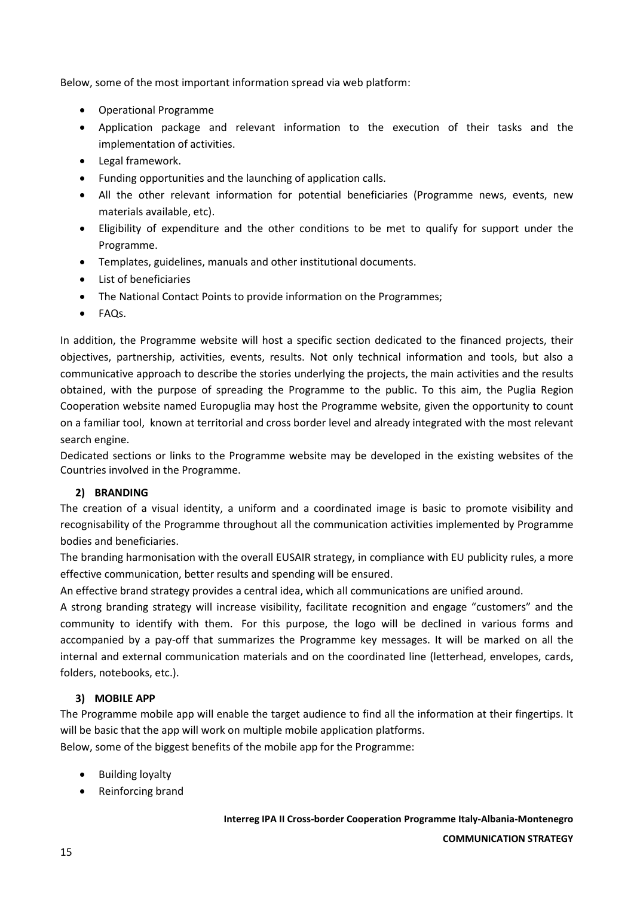Below, some of the most important information spread via web platform:

- Operational Programme
- Application package and relevant information to the execution of their tasks and the implementation of activities.
- Legal framework.
- Funding opportunities and the launching of application calls.
- All the other relevant information for potential beneficiaries (Programme news, events, new materials available, etc).
- Eligibility of expenditure and the other conditions to be met to qualify for support under the Programme.
- Templates, guidelines, manuals and other institutional documents.
- List of beneficiaries
- The National Contact Points to provide information on the Programmes;
- FAQs.

In addition, the Programme website will host a specific section dedicated to the financed projects, their objectives, partnership, activities, events, results. Not only technical information and tools, but also a communicative approach to describe the stories underlying the projects, the main activities and the results obtained, with the purpose of spreading the Programme to the public. To this aim, the Puglia Region Cooperation website named Europuglia may host the Programme website, given the opportunity to count on a familiar tool, known at territorial and cross border level and already integrated with the most relevant search engine.

Dedicated sections or links to the Programme website may be developed in the existing websites of the Countries involved in the Programme.

### 2) BRANDING

The creation of a visual identity, a uniform and a coordinated image is basic to promote visibility and recognisability of the Programme throughout all the communication activities implemented by Programme bodies and beneficiaries.

The branding harmonisation with the overall EUSAIR strategy, in compliance with EU publicity rules, a more effective communication, better results and spending will be ensured.

An effective brand strategy provides a central idea, which all communications are unified around.

A strong branding strategy will increase visibility, facilitate recognition and engage "customers" and the community to identify with them. For this purpose, the logo will be declined in various forms and accompanied by a pay-off that summarizes the Programme key messages. It will be marked on all the internal and external communication materials and on the coordinated line (letterhead, envelopes, cards, folders, notebooks, etc.).

### 3) MOBILE APP

The Programme mobile app will enable the target audience to find all the information at their fingertips. It will be basic that the app will work on multiple mobile application platforms.

Below, some of the biggest benefits of the mobile app for the Programme:

- Building loyalty
- Reinforcing brand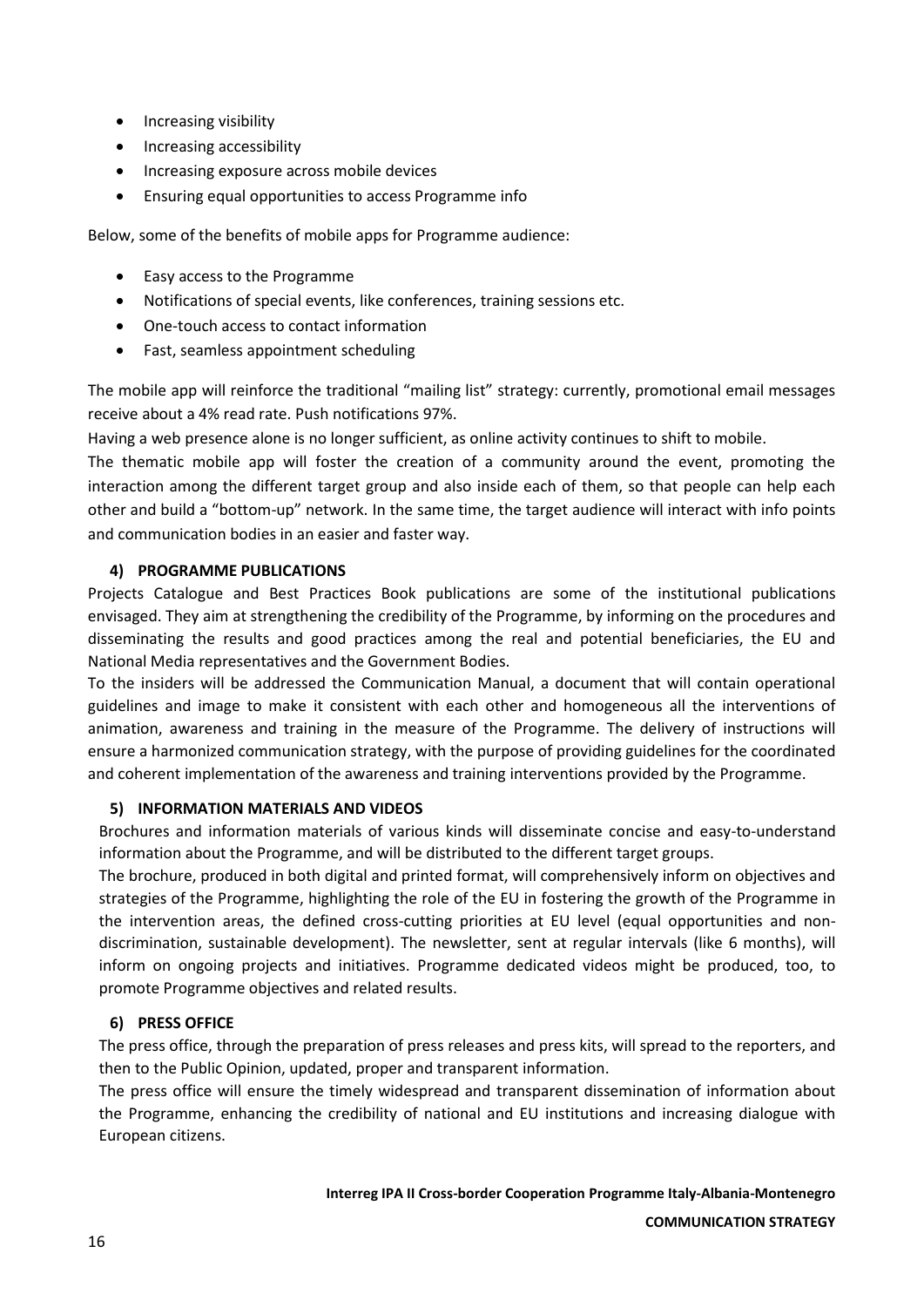- Increasing visibility
- Increasing accessibility
- Increasing exposure across mobile devices
- Ensuring equal opportunities to access Programme info

Below, some of the benefits of mobile apps for Programme audience:

- Easy access to the Programme
- Notifications of special events, like conferences, training sessions etc.
- One-touch access to contact information
- Fast, seamless appointment scheduling

The mobile app will reinforce the traditional "mailing list" strategy: currently, promotional email messages receive about a 4% read rate. Push notifications 97%.

Having a web presence alone is no longer sufficient, as online activity continues to shift to mobile.

The thematic mobile app will foster the creation of a community around the event, promoting the interaction among the different target group and also inside each of them, so that people can help each other and build a "bottom-up" network. In the same time, the target audience will interact with info points and communication bodies in an easier and faster way.

#### 4) PROGRAMME PUBLICATIONS

Projects Catalogue and Best Practices Book publications are some of the institutional publications envisaged. They aim at strengthening the credibility of the Programme, by informing on the procedures and disseminating the results and good practices among the real and potential beneficiaries, the EU and National Media representatives and the Government Bodies.

To the insiders will be addressed the Communication Manual, a document that will contain operational guidelines and image to make it consistent with each other and homogeneous all the interventions of animation, awareness and training in the measure of the Programme. The delivery of instructions will ensure a harmonized communication strategy, with the purpose of providing guidelines for the coordinated and coherent implementation of the awareness and training interventions provided by the Programme.

#### 5) INFORMATION MATERIALS AND VIDEOS

Brochures and information materials of various kinds will disseminate concise and easy-to-understand information about the Programme, and will be distributed to the different target groups.

The brochure, produced in both digital and printed format, will comprehensively inform on objectives and strategies of the Programme, highlighting the role of the EU in fostering the growth of the Programme in the intervention areas, the defined cross-cutting priorities at EU level (equal opportunities and non-discrimination, sustainable development). The newsletter, sent at regular intervals (like 6 months), will inform on ongoing projects and initiatives. Programme dedicated videos might be produced, too, to promote Programme objectives and related results.

#### 6) PRESS OFFICE

The press office, through the preparation of press releases and press kits, will spread to the reporters, and then to the Public Opinion, updated, proper and transparent information.

The press office will ensure the timely widespread and transparent dissemination of information about the Programme, enhancing the credibility of national and EU institutions and increasing dialogue with European citizens.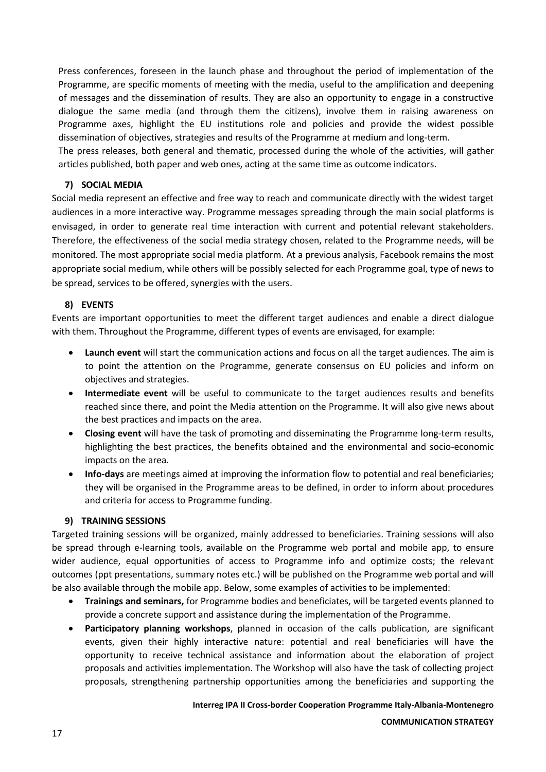Press conferences, foreseen in the launch phase and throughout the period of implementation of the Programme, are specific moments of meeting with the media, useful to the amplification and deepening of messages and the dissemination of results. They are also an opportunity to engage in a constructive dialogue the same media (and through them the citizens), involve them in raising awareness on Programme axes, highlight the EU institutions role and policies and provide the widest possible dissemination of objectives, strategies and results of the Programme at medium and long-term.

The press releases, both general and thematic, processed during the whole of the activities, will gather articles published, both paper and web ones, acting at the same time as outcome indicators.

**7) SOCIAL MEDIA**

Social media represent an effective and free way to reach and communicate directly with the widest target audiences in a more interactive way. Programme messages spreading through the main social platforms is envisaged, in order to generate real time interaction with current and potential relevant stakeholders. Therefore, the effectiveness of the social media strategy chosen, related to the Programme needs, will be monitored. The most appropriate social media platform. At a previous analysis, Facebook remains the most appropriate social medium, while others will be possibly selected for each Programme goal, type of news to be spread, services to be offered, synergies with the users.

**8) EVENTS**

Events are important opportunities to meet the different target audiences and enable a direct dialogue with them. Throughout the Programme, different types of events are envisaged, for example:

- **Launch event** will start the communication actions and focus on all the target audiences. The aim is to point the attention on the Programme, generate consensus on EU policies and inform on objectives and strategies.
- **Intermediate event** will be useful to communicate to the target audiences results and benefits reached since there, and point the Media attention on the Programme. It will also give news about the best practices and impacts on the area.
- **Closing event** will have the task of promoting and disseminating the Programme long-term results, highlighting the best practices, the benefits obtained and the environmental and socio-economic impacts on the area.
- **Info-days** are meetings aimed at improving the information flow to potential and real beneficiaries; they will be organised in the Programme areas to be defined, in order to inform about procedures and criteria for access to Programme funding.

**9) TRAINING SESSIONS**

Targeted training sessions will be organized, mainly addressed to beneficiaries. Training sessions will also be spread through e-learning tools, available on the Programme web portal and mobile app, to ensure wider audience, equal opportunities of access to Programme info and optimize costs; the relevant outcomes (ppt presentations, summary notes etc.) will be published on the Programme web portal and will be also available through the mobile app. Below, some examples of activities to be implemented:

- **Trainings and seminars,** for Programme bodies and beneficiates, will be targeted events planned to provide a concrete support and assistance during the implementation of the Programme.
- **Participatory planning workshops**, planned in occasion of the calls publication, are significant events, given their highly interactive nature: potential and real beneficiaries will have the opportunity to receive technical assistance and information about the elaboration of project proposals and activities implementation. The Workshop will also have the task of collecting project proposals, strengthening partnership opportunities among the beneficiaries and supporting the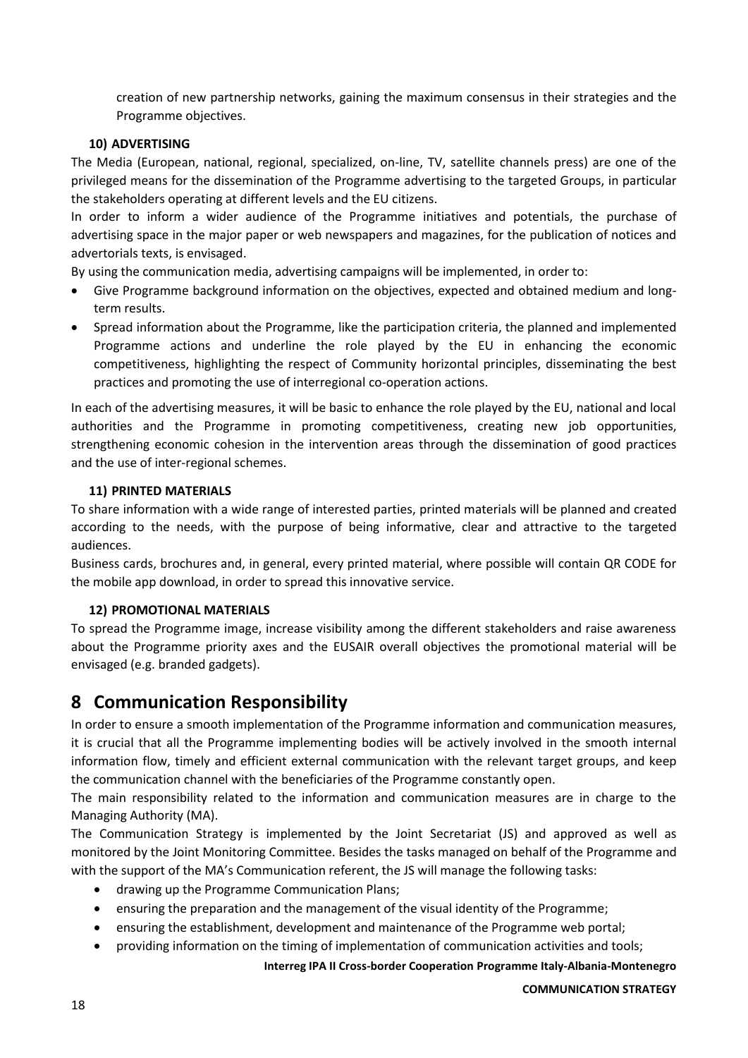creation of new partnership networks, gaining the maximum consensus in their strategies and the Programme objectives.

**10) ADVERTISING**

The Media (European, national, regional, specialized, on-line, TV, satellite channels press) are one of the privileged means for the dissemination of the Programme advertising to the targeted Groups, in particular the stakeholders operating at different levels and the EU citizens.

In order to inform a wider audience of the Programme initiatives and potentials, the purchase of advertising space in the major paper or web newspapers and magazines, for the publication of notices and advertorials texts, is envisaged.

By using the communication media, advertising campaigns will be implemented, in order to:

- Give Programme background information on the objectives, expected and obtained medium and long-term results.
- Spread information about the Programme, like the participation criteria, the planned and implemented Programme actions and underline the role played by the EU in enhancing the economic competitiveness, highlighting the respect of Community horizontal principles, disseminating the best practices and promoting the use of interregional co-operation actions.

In each of the advertising measures, it will be basic to enhance the role played by the EU, national and local authorities and the Programme in promoting competitiveness, creating new job opportunities, strengthening economic cohesion in the intervention areas through the dissemination of good practices and the use of inter-regional schemes.

**11) PRINTED MATERIALS**

To share information with a wide range of interested parties, printed materials will be planned and created according to the needs, with the purpose of being informative, clear and attractive to the targeted audiences.

Business cards, brochures and, in general, every printed material, where possible will contain QR CODE for the mobile app download, in order to spread this innovative service.

**12) PROMOTIONAL MATERIALS**

To spread the Programme image, increase visibility among the different stakeholders and raise awareness about the Programme priority axes and the EUSAIR overall objectives the promotional material will be envisaged (e.g. branded gadgets).

# 8 Communication Responsibility

In order to ensure a smooth implementation of the Programme information and communication measures, it is crucial that all the Programme implementing bodies will be actively involved in the smooth internal information flow, timely and efficient external communication with the relevant target groups, and keep the communication channel with the beneficiaries of the Programme constantly open.

The main responsibility related to the information and communication measures are in charge to the Managing Authority (MA).

The Communication Strategy is implemented by the Joint Secretariat (JS) and approved as well as monitored by the Joint Monitoring Committee. Besides the tasks managed on behalf of the Programme and with the support of the MA's Communication referent, the JS will manage the following tasks:

- drawing up the Programme Communication Plans;
- ensuring the preparation and the management of the visual identity of the Programme;
- ensuring the establishment, development and maintenance of the Programme web portal;
- providing information on the timing of implementation of communication activities and tools;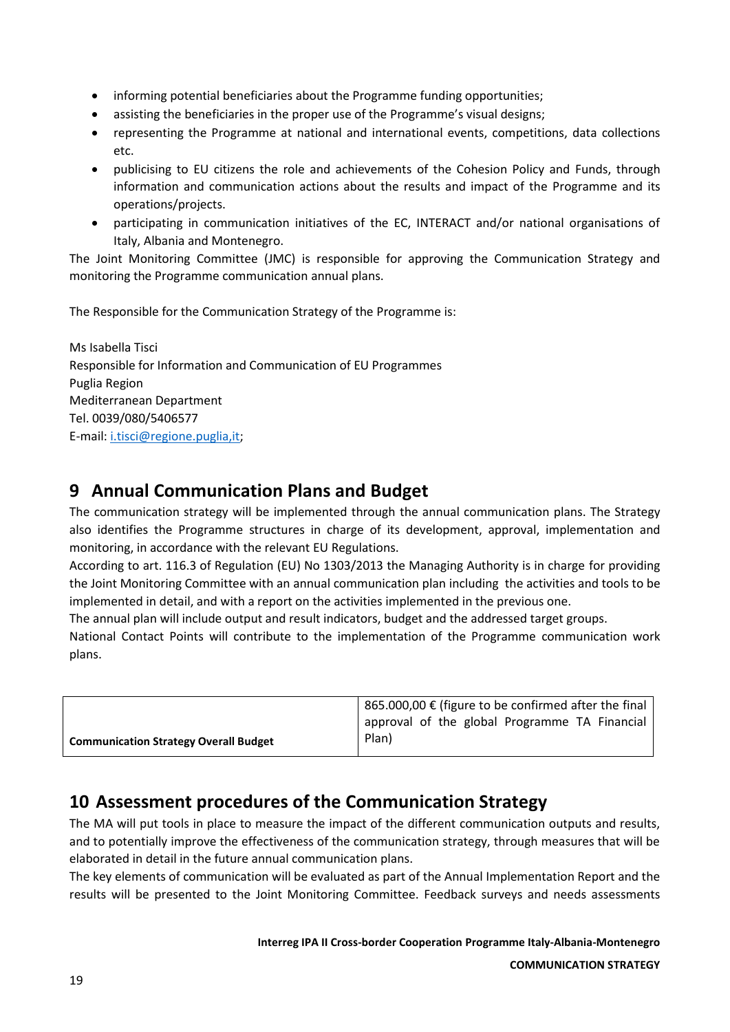- informing potential beneficiaries about the Programme funding opportunities;
- assisting the beneficiaries in the proper use of the Programme's visual designs;
- representing the Programme at national and international events, competitions, data collections etc.
- publicising to EU citizens the role and achievements of the Cohesion Policy and Funds, through information and communication actions about the results and impact of the Programme and its operations/projects.
- participating in communication initiatives of the EC, INTERACT and/or national organisations of Italy, Albania and Montenegro.

The Joint Monitoring Committee (JMC) is responsible for approving the Communication Strategy and monitoring the Programme communication annual plans.

The Responsible for the Communication Strategy of the Programme is:

Ms Isabella Tisci
Responsible for Information and Communication of EU Programmes
Puglia Region
Mediterranean Department
Tel. 0039/080/5406577
E-mail: i.tisci@regione.puglia,it;

# 9 Annual Communication Plans and Budget

The communication strategy will be implemented through the annual communication plans. The Strategy also identifies the Programme structures in charge of its development, approval, implementation and monitoring, in accordance with the relevant EU Regulations.

According to art. 116.3 of Regulation (EU) No 1303/2013 the Managing Authority is in charge for providing the Joint Monitoring Committee with an annual communication plan including the activities and tools to be implemented in detail, and with a report on the activities implemented in the previous one.

The annual plan will include output and result indicators, budget and the addressed target groups.

National Contact Points will contribute to the implementation of the Programme communication work plans.

| **Communication Strategy Overall Budget** | 865.000,00 € (figure to be confirmed after the final approval of the global Programme TA Financial Plan) |
|---|---|

# 10 Assessment procedures of the Communication Strategy

The MA will put tools in place to measure the impact of the different communication outputs and results, and to potentially improve the effectiveness of the communication strategy, through measures that will be elaborated in detail in the future annual communication plans.

The key elements of communication will be evaluated as part of the Annual Implementation Report and the results will be presented to the Joint Monitoring Committee. Feedback surveys and needs assessments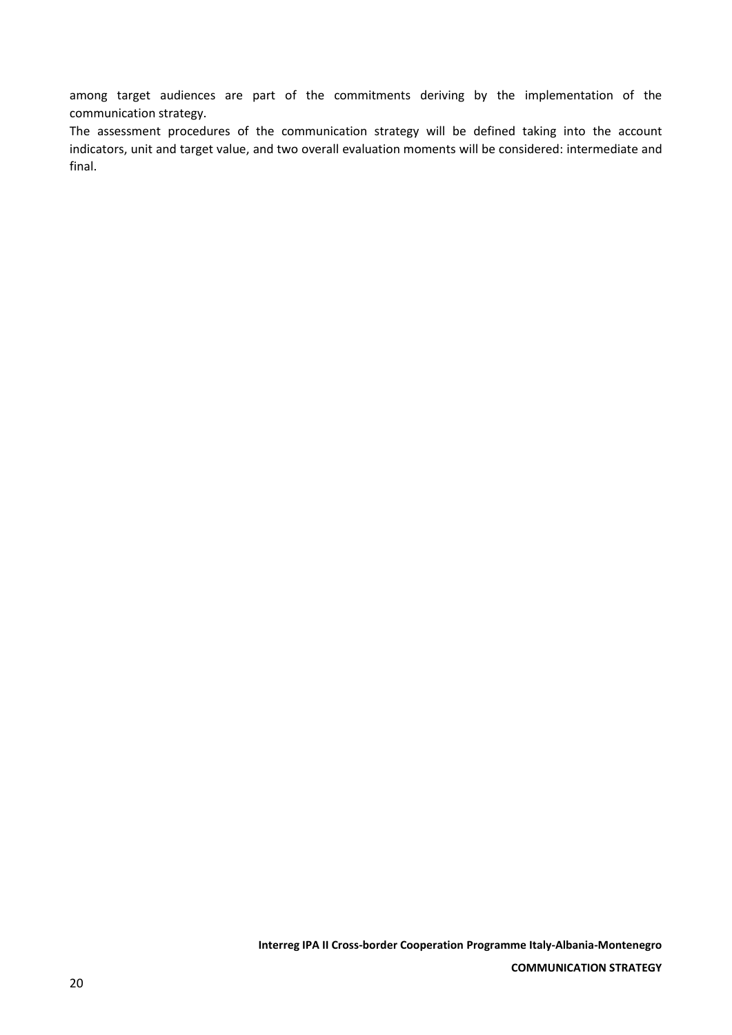among target audiences are part of the commitments deriving by the implementation of the communication strategy.

The assessment procedures of the communication strategy will be defined taking into the account indicators, unit and target value, and two overall evaluation moments will be considered: intermediate and final.